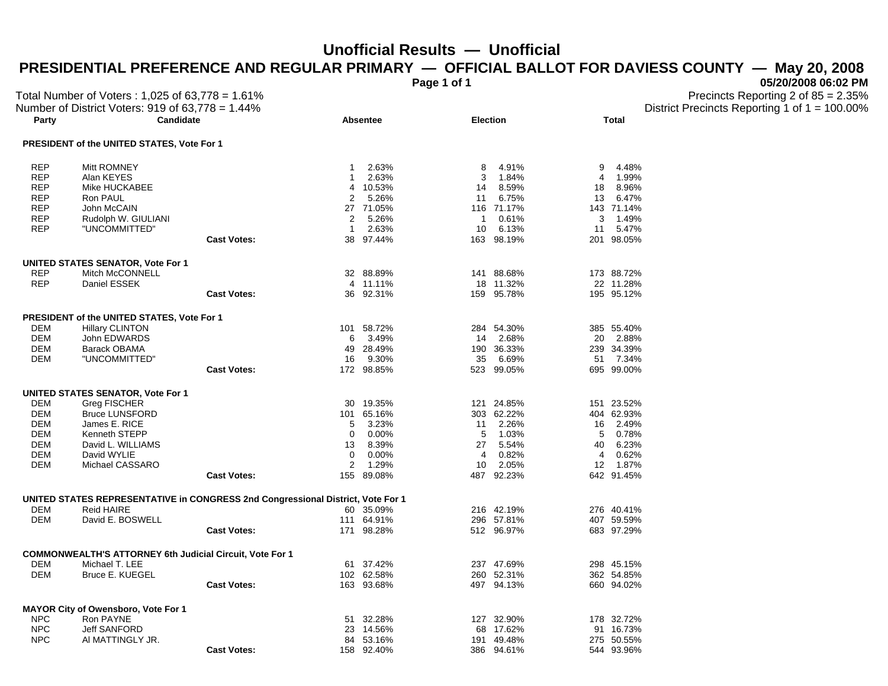# Unofficial Results — Unofficial

## PRESIDENTIAL PREFERENCE AND REGULAR PRIMARY — OFFICIAL BALLOT FOR DAVIESS COUNTY — May 20, 2008

**05/20/2008 06:02 PM**

Total Number of Voters : 1,025 of 63,778 = 1.61%
Number of District Voters: 919 of 63,778 = 1.44%

Precincts Reporting 2 of 85 = 2.35%
District Precincts Reporting 1 of 1 = 100.00%

| Party | Candidate | Absentee | | Election | | Total | |
|---|---|---|---|---|---|---|---|
| **PRESIDENT of the UNITED STATES, Vote For 1** | | | | | | | |
| REP | Mitt ROMNEY | 1 | 2.63% | 8 | 4.91% | 9 | 4.48% |
| REP | Alan KEYES | 1 | 2.63% | 3 | 1.84% | 4 | 1.99% |
| REP | Mike HUCKABEE | 4 | 10.53% | 14 | 8.59% | 18 | 8.96% |
| REP | Ron PAUL | 2 | 5.26% | 11 | 6.75% | 13 | 6.47% |
| REP | John McCAIN | 27 | 71.05% | 116 | 71.17% | 143 | 71.14% |
| REP | Rudolph W. GIULIANI | 2 | 5.26% | 1 | 0.61% | 3 | 1.49% |
| REP | "UNCOMMITTED" | 1 | 2.63% | 10 | 6.13% | 11 | 5.47% |
| | **Cast Votes:** | 38 | 97.44% | 163 | 98.19% | 201 | 98.05% |
| **UNITED STATES SENATOR, Vote For 1** | | | | | | | |
| REP | Mitch McCONNELL | 32 | 88.89% | 141 | 88.68% | 173 | 88.72% |
| REP | Daniel ESSEK | 4 | 11.11% | 18 | 11.32% | 22 | 11.28% |
| | **Cast Votes:** | 36 | 92.31% | 159 | 95.78% | 195 | 95.12% |
| **PRESIDENT of the UNITED STATES, Vote For 1** | | | | | | | |
| DEM | Hillary CLINTON | 101 | 58.72% | 284 | 54.30% | 385 | 55.40% |
| DEM | John EDWARDS | 6 | 3.49% | 14 | 2.68% | 20 | 2.88% |
| DEM | Barack OBAMA | 49 | 28.49% | 190 | 36.33% | 239 | 34.39% |
| DEM | "UNCOMMITTED" | 16 | 9.30% | 35 | 6.69% | 51 | 7.34% |
| | **Cast Votes:** | 172 | 98.85% | 523 | 99.05% | 695 | 99.00% |
| **UNITED STATES SENATOR, Vote For 1** | | | | | | | |
| DEM | Greg FISCHER | 30 | 19.35% | 121 | 24.85% | 151 | 23.52% |
| DEM | Bruce LUNSFORD | 101 | 65.16% | 303 | 62.22% | 404 | 62.93% |
| DEM | James E. RICE | 5 | 3.23% | 11 | 2.26% | 16 | 2.49% |
| DEM | Kenneth STEPP | 0 | 0.00% | 5 | 1.03% | 5 | 0.78% |
| DEM | David L. WILLIAMS | 13 | 8.39% | 27 | 5.54% | 40 | 6.23% |
| DEM | David WYLIE | 0 | 0.00% | 4 | 0.82% | 4 | 0.62% |
| DEM | Michael CASSARO | 2 | 1.29% | 10 | 2.05% | 12 | 1.87% |
| | **Cast Votes:** | 155 | 89.08% | 487 | 92.23% | 642 | 91.45% |
| **UNITED STATES REPRESENTATIVE in CONGRESS 2nd Congressional District, Vote For 1** | | | | | | | |
| DEM | Reid HAIRE | 60 | 35.09% | 216 | 42.19% | 276 | 40.41% |
| DEM | David E. BOSWELL | 111 | 64.91% | 296 | 57.81% | 407 | 59.59% |
| | **Cast Votes:** | 171 | 98.28% | 512 | 96.97% | 683 | 97.29% |
| **COMMONWEALTH'S ATTORNEY 6th Judicial Circuit, Vote For 1** | | | | | | | |
| DEM | Michael T. LEE | 61 | 37.42% | 237 | 47.69% | 298 | 45.15% |
| DEM | Bruce E. KUEGEL | 102 | 62.58% | 260 | 52.31% | 362 | 54.85% |
| | **Cast Votes:** | 163 | 93.68% | 497 | 94.13% | 660 | 94.02% |
| **MAYOR City of Owensboro, Vote For 1** | | | | | | | |
| NPC | Ron PAYNE | 51 | 32.28% | 127 | 32.90% | 178 | 32.72% |
| NPC | Jeff SANFORD | 23 | 14.56% | 68 | 17.62% | 91 | 16.73% |
| NPC | Al MATTINGLY JR. | 84 | 53.16% | 191 | 49.48% | 275 | 50.55% |
| | **Cast Votes:** | 158 | 92.40% | 386 | 94.61% | 544 | 93.96% |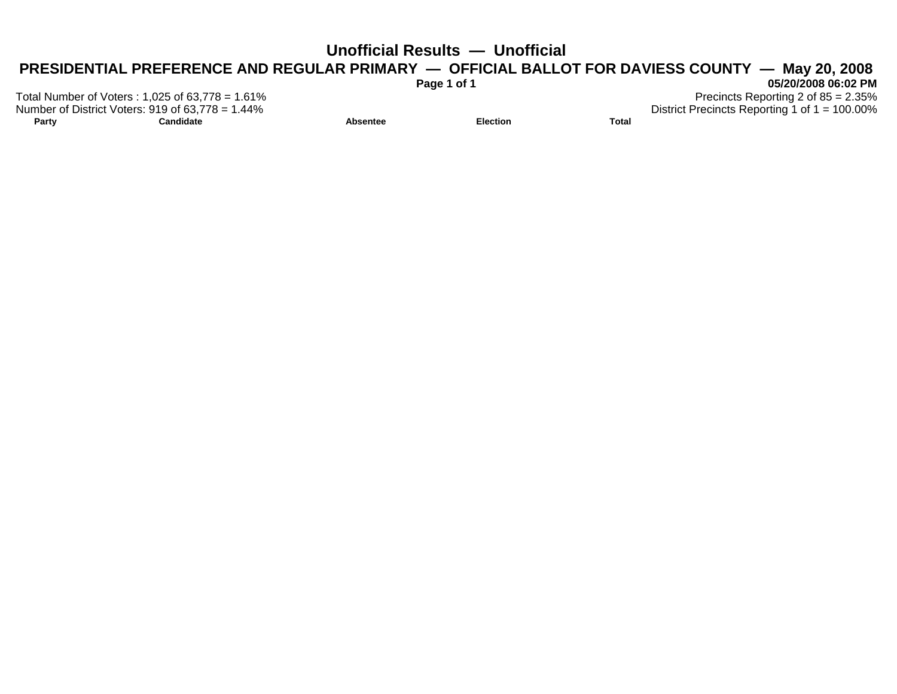# Unofficial Results — Unofficial

## PRESIDENTIAL PREFERENCE AND REGULAR PRIMARY — OFFICIAL BALLOT FOR DAVIESS COUNTY — May 20, 2008

**05/20/2008 06:02 PM**

Total Number of Voters : 1,025 of 63,778 = 1.61%

Number of District Voters: 919 of 63,778 = 1.44%

Precincts Reporting 2 of 85 = 2.35%

District Precincts Reporting 1 of 1 = 100.00%

| Party | Candidate | Absentee | Election | Total |
|---|---|---|---|---|